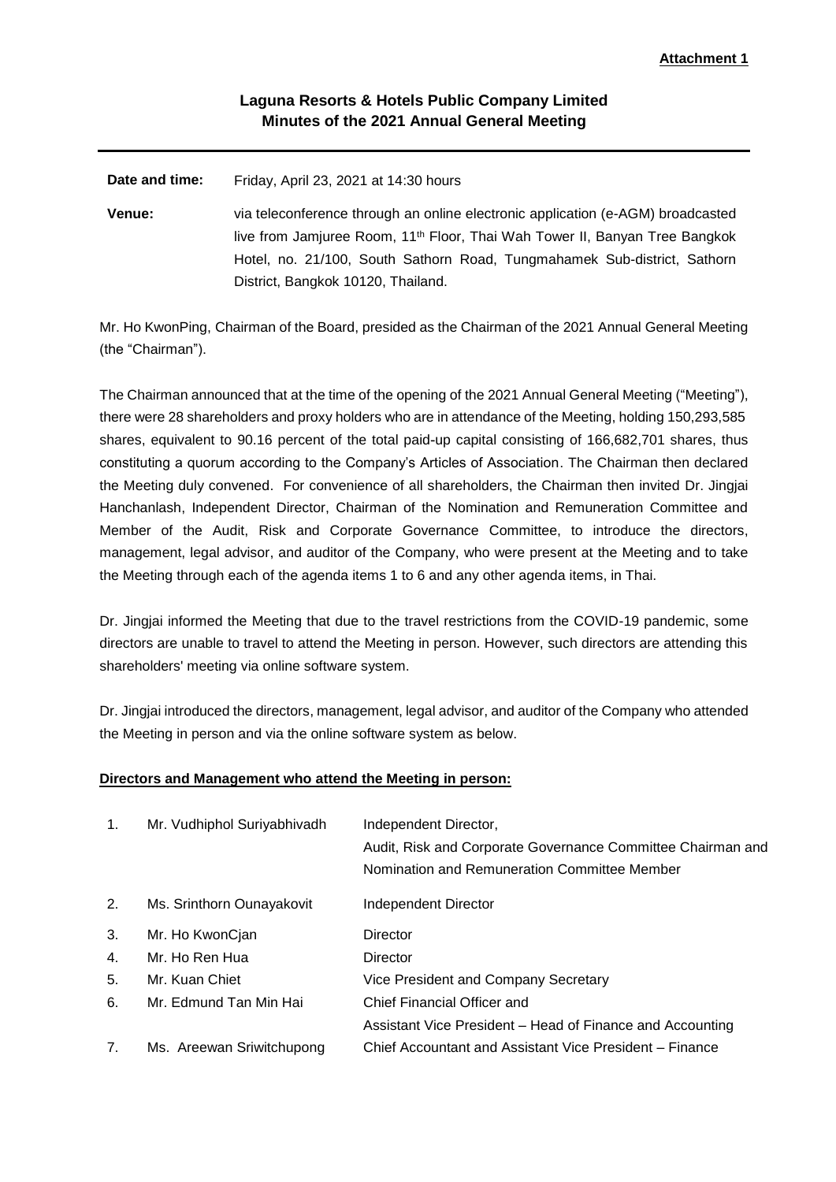**Attachment 1**

# Laguna Resorts & Hotels Public Company Limited
## Minutes of the 2021 Annual General Meeting

---

**Date and time:** Friday, April 23, 2021 at 14:30 hours

**Venue:** via teleconference through an online electronic application (e-AGM) broadcasted live from Jamjuree Room, 11th Floor, Thai Wah Tower II, Banyan Tree Bangkok Hotel, no. 21/100, South Sathorn Road, Tungmahamek Sub-district, Sathorn District, Bangkok 10120, Thailand.

Mr. Ho KwonPing, Chairman of the Board, presided as the Chairman of the 2021 Annual General Meeting (the "Chairman").

The Chairman announced that at the time of the opening of the 2021 Annual General Meeting ("Meeting"), there were 28 shareholders and proxy holders who are in attendance of the Meeting, holding 150,293,585 shares, equivalent to 90.16 percent of the total paid-up capital consisting of 166,682,701 shares, thus constituting a quorum according to the Company's Articles of Association. The Chairman then declared the Meeting duly convened. For convenience of all shareholders, the Chairman then invited Dr. Jingjai Hanchanlash, Independent Director, Chairman of the Nomination and Remuneration Committee and Member of the Audit, Risk and Corporate Governance Committee, to introduce the directors, management, legal advisor, and auditor of the Company, who were present at the Meeting and to take the Meeting through each of the agenda items 1 to 6 and any other agenda items, in Thai.

Dr. Jingjai informed the Meeting that due to the travel restrictions from the COVID-19 pandemic, some directors are unable to travel to attend the Meeting in person. However, such directors are attending this shareholders' meeting via online software system.

Dr. Jingjai introduced the directors, management, legal advisor, and auditor of the Company who attended the Meeting in person and via the online software system as below.

**Directors and Management who attend the Meeting in person:**

1. Mr. Vudhiphol Suriyabhivadh — Independent Director, Audit, Risk and Corporate Governance Committee Chairman and Nomination and Remuneration Committee Member
2. Ms. Srinthorn Ounayakovit — Independent Director
3. Mr. Ho KwonCjan — Director
4. Mr. Ho Ren Hua — Director
5. Mr. Kuan Chiet — Vice President and Company Secretary
6. Mr. Edmund Tan Min Hai — Chief Financial Officer and Assistant Vice President – Head of Finance and Accounting
7. Ms. Areewan Sriwitchupong — Chief Accountant and Assistant Vice President – Finance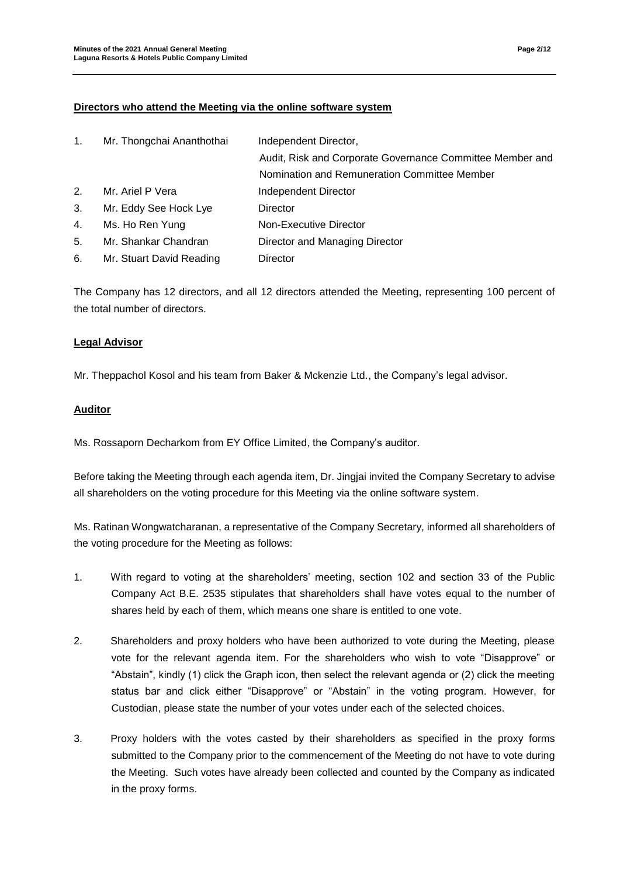**Directors who attend the Meeting via the online software system**

| | | |
|---|---|---|
| 1. | Mr. Thongchai Ananthothai | Independent Director, Audit, Risk and Corporate Governance Committee Member and Nomination and Remuneration Committee Member |
| 2. | Mr. Ariel P Vera | Independent Director |
| 3. | Mr. Eddy See Hock Lye | Director |
| 4. | Ms. Ho Ren Yung | Non-Executive Director |
| 5. | Mr. Shankar Chandran | Director and Managing Director |
| 6. | Mr. Stuart David Reading | Director |

The Company has 12 directors, and all 12 directors attended the Meeting, representing 100 percent of the total number of directors.

**Legal Advisor**

Mr. Theppachol Kosol and his team from Baker & Mckenzie Ltd., the Company's legal advisor.

**Auditor**

Ms. Rossaporn Decharkom from EY Office Limited, the Company's auditor.

Before taking the Meeting through each agenda item, Dr. Jingjai invited the Company Secretary to advise all shareholders on the voting procedure for this Meeting via the online software system.

Ms. Ratinan Wongwatcharanan, a representative of the Company Secretary, informed all shareholders of the voting procedure for the Meeting as follows:

1. With regard to voting at the shareholders' meeting, section 102 and section 33 of the Public Company Act B.E. 2535 stipulates that shareholders shall have votes equal to the number of shares held by each of them, which means one share is entitled to one vote.

2. Shareholders and proxy holders who have been authorized to vote during the Meeting, please vote for the relevant agenda item. For the shareholders who wish to vote "Disapprove" or "Abstain", kindly (1) click the Graph icon, then select the relevant agenda or (2) click the meeting status bar and click either "Disapprove" or "Abstain" in the voting program. However, for Custodian, please state the number of your votes under each of the selected choices.

3. Proxy holders with the votes casted by their shareholders as specified in the proxy forms submitted to the Company prior to the commencement of the Meeting do not have to vote during the Meeting. Such votes have already been collected and counted by the Company as indicated in the proxy forms.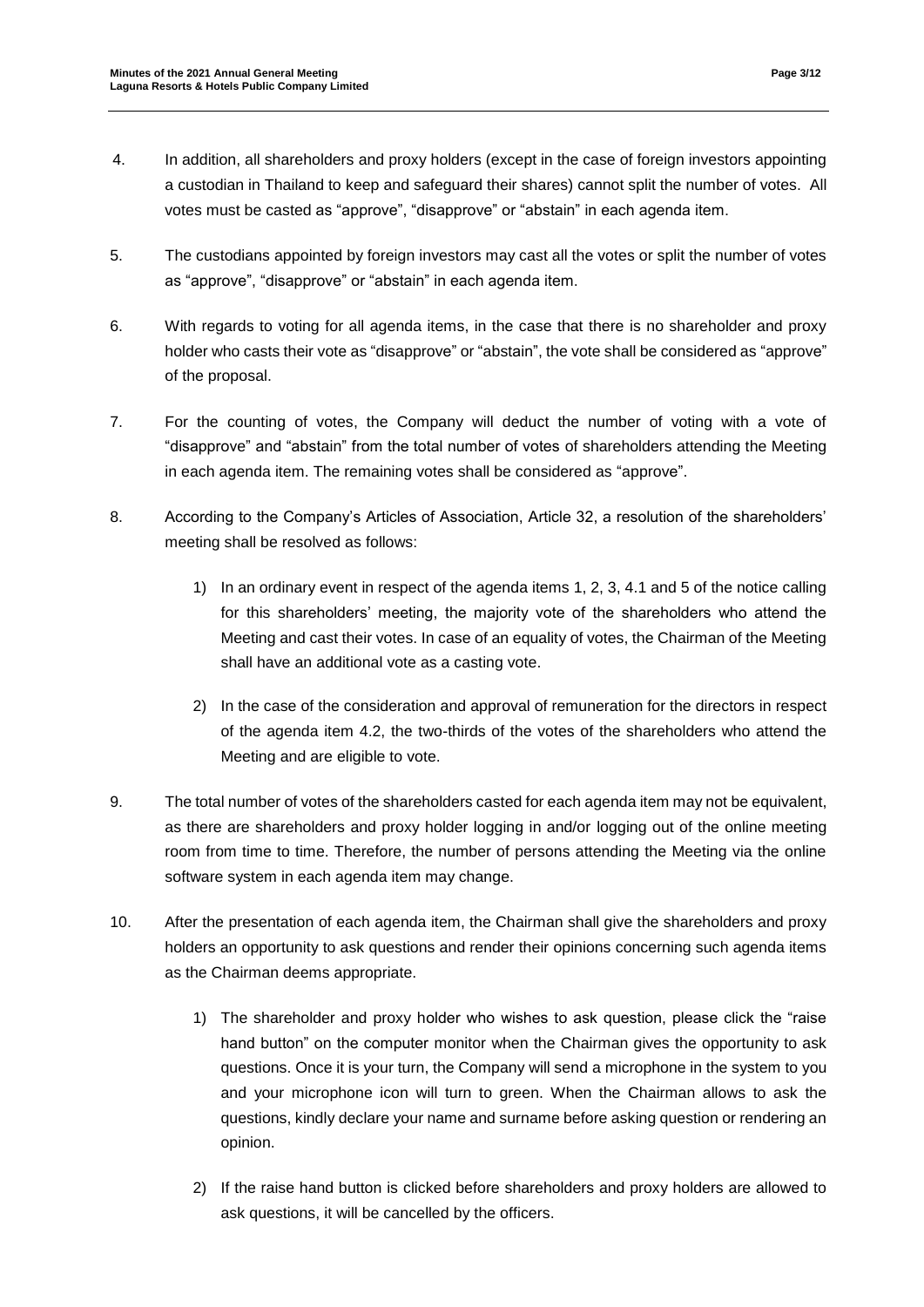4. In addition, all shareholders and proxy holders (except in the case of foreign investors appointing a custodian in Thailand to keep and safeguard their shares) cannot split the number of votes. All votes must be casted as "approve", "disapprove" or "abstain" in each agenda item.

5. The custodians appointed by foreign investors may cast all the votes or split the number of votes as "approve", "disapprove" or "abstain" in each agenda item.

6. With regards to voting for all agenda items, in the case that there is no shareholder and proxy holder who casts their vote as "disapprove" or "abstain", the vote shall be considered as "approve" of the proposal.

7. For the counting of votes, the Company will deduct the number of voting with a vote of "disapprove" and "abstain" from the total number of votes of shareholders attending the Meeting in each agenda item. The remaining votes shall be considered as "approve".

8. According to the Company's Articles of Association, Article 32, a resolution of the shareholders' meeting shall be resolved as follows:

   1) In an ordinary event in respect of the agenda items 1, 2, 3, 4.1 and 5 of the notice calling for this shareholders' meeting, the majority vote of the shareholders who attend the Meeting and cast their votes. In case of an equality of votes, the Chairman of the Meeting shall have an additional vote as a casting vote.

   2) In the case of the consideration and approval of remuneration for the directors in respect of the agenda item 4.2, the two-thirds of the votes of the shareholders who attend the Meeting and are eligible to vote.

9. The total number of votes of the shareholders casted for each agenda item may not be equivalent, as there are shareholders and proxy holder logging in and/or logging out of the online meeting room from time to time. Therefore, the number of persons attending the Meeting via the online software system in each agenda item may change.

10. After the presentation of each agenda item, the Chairman shall give the shareholders and proxy holders an opportunity to ask questions and render their opinions concerning such agenda items as the Chairman deems appropriate.

    1) The shareholder and proxy holder who wishes to ask question, please click the "raise hand button" on the computer monitor when the Chairman gives the opportunity to ask questions. Once it is your turn, the Company will send a microphone in the system to you and your microphone icon will turn to green. When the Chairman allows to ask the questions, kindly declare your name and surname before asking question or rendering an opinion.

    2) If the raise hand button is clicked before shareholders and proxy holders are allowed to ask questions, it will be cancelled by the officers.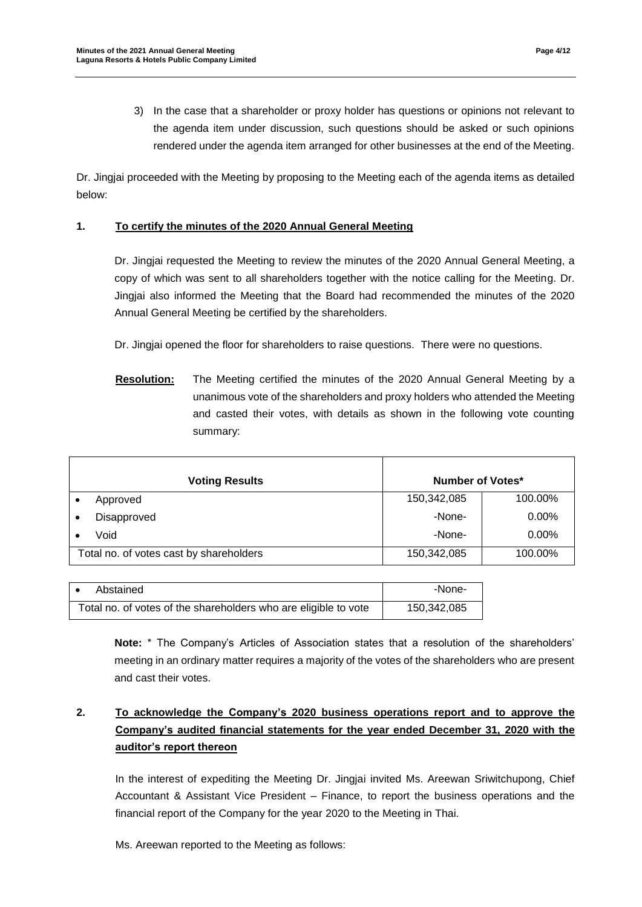3) In the case that a shareholder or proxy holder has questions or opinions not relevant to the agenda item under discussion, such questions should be asked or such opinions rendered under the agenda item arranged for other businesses at the end of the Meeting.

Dr. Jingjai proceeded with the Meeting by proposing to the Meeting each of the agenda items as detailed below:

**1. To certify the minutes of the 2020 Annual General Meeting**

Dr. Jingjai requested the Meeting to review the minutes of the 2020 Annual General Meeting, a copy of which was sent to all shareholders together with the notice calling for the Meeting. Dr. Jingjai also informed the Meeting that the Board had recommended the minutes of the 2020 Annual General Meeting be certified by the shareholders.

Dr. Jingjai opened the floor for shareholders to raise questions. There were no questions.

**Resolution:** The Meeting certified the minutes of the 2020 Annual General Meeting by a unanimous vote of the shareholders and proxy holders who attended the Meeting and casted their votes, with details as shown in the following vote counting summary:

| Voting Results | Number of Votes* | |
|---|---|---|
| • Approved | 150,342,085 | 100.00% |
| • Disapproved | -None- | 0.00% |
| • Void | -None- | 0.00% |
| Total no. of votes cast by shareholders | 150,342,085 | 100.00% |

| | |
|---|---|
| • Abstained | -None- |
| Total no. of votes of the shareholders who are eligible to vote | 150,342,085 |

**Note:** * The Company's Articles of Association states that a resolution of the shareholders' meeting in an ordinary matter requires a majority of the votes of the shareholders who are present and cast their votes.

**2. To acknowledge the Company's 2020 business operations report and to approve the Company's audited financial statements for the year ended December 31, 2020 with the auditor's report thereon**

In the interest of expediting the Meeting Dr. Jingjai invited Ms. Areewan Sriwitchupong, Chief Accountant & Assistant Vice President – Finance, to report the business operations and the financial report of the Company for the year 2020 to the Meeting in Thai.

Ms. Areewan reported to the Meeting as follows: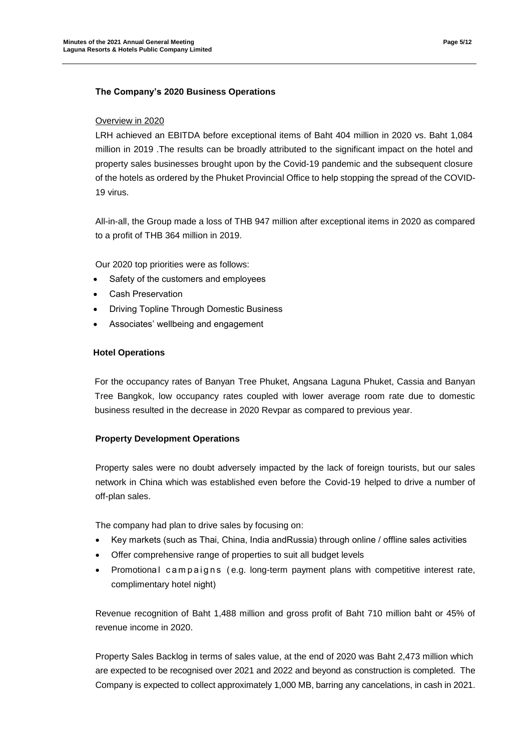### The Company's 2020 Business Operations

Overview in 2020

LRH achieved an EBITDA before exceptional items of Baht 404 million in 2020 vs. Baht 1,084 million in 2019 .The results can be broadly attributed to the significant impact on the hotel and property sales businesses brought upon by the Covid-19 pandemic and the subsequent closure of the hotels as ordered by the Phuket Provincial Office to help stopping the spread of the COVID-19 virus.

All-in-all, the Group made a loss of THB 947 million after exceptional items in 2020 as compared to a profit of THB 364 million in 2019.

Our 2020 top priorities were as follows:

- Safety of the customers and employees
- Cash Preservation
- Driving Topline Through Domestic Business
- Associates' wellbeing and engagement

### Hotel Operations

For the occupancy rates of Banyan Tree Phuket, Angsana Laguna Phuket, Cassia and Banyan Tree Bangkok, low occupancy rates coupled with lower average room rate due to domestic business resulted in the decrease in 2020 Revpar as compared to previous year.

### Property Development Operations

Property sales were no doubt adversely impacted by the lack of foreign tourists, but our sales network in China which was established even before the Covid-19 helped to drive a number of off-plan sales.

The company had plan to drive sales by focusing on:

- Key markets (such as Thai, China, India andRussia) through online / offline sales activities
- Offer comprehensive range of properties to suit all budget levels
- Promotional campaigns (e.g. long-term payment plans with competitive interest rate, complimentary hotel night)

Revenue recognition of Baht 1,488 million and gross profit of Baht 710 million baht or 45% of revenue income in 2020.

Property Sales Backlog in terms of sales value, at the end of 2020 was Baht 2,473 million which are expected to be recognised over 2021 and 2022 and beyond as construction is completed. The Company is expected to collect approximately 1,000 MB, barring any cancelations, in cash in 2021.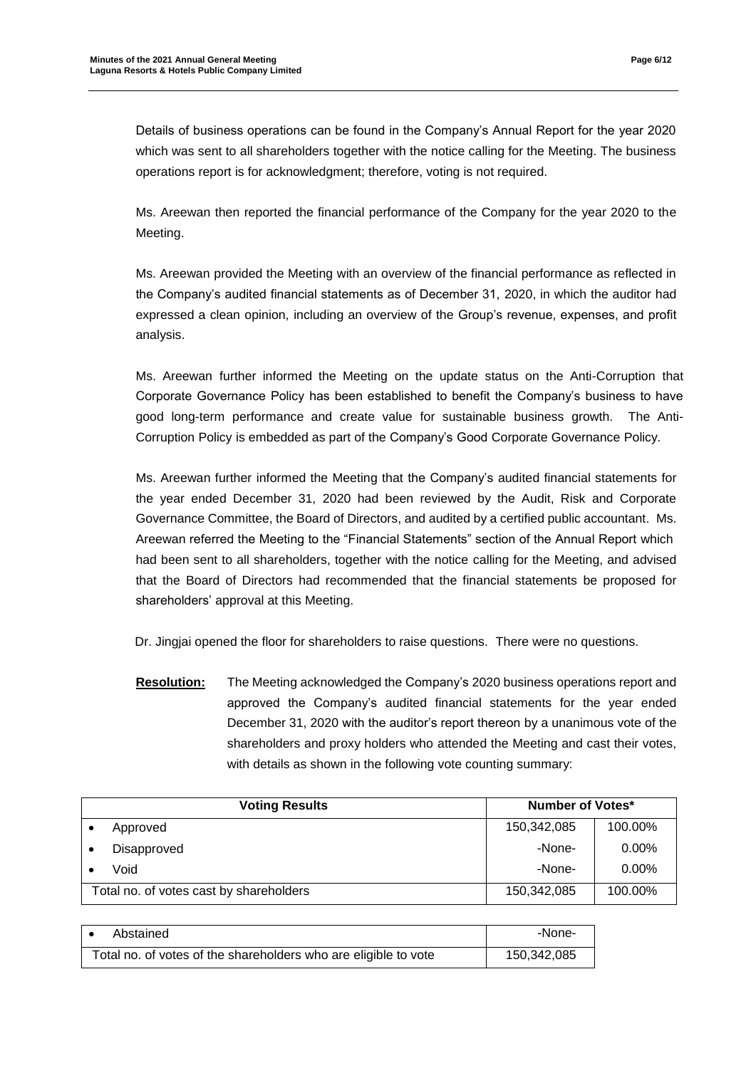Details of business operations can be found in the Company's Annual Report for the year 2020 which was sent to all shareholders together with the notice calling for the Meeting. The business operations report is for acknowledgment; therefore, voting is not required.

Ms. Areewan then reported the financial performance of the Company for the year 2020 to the Meeting.

Ms. Areewan provided the Meeting with an overview of the financial performance as reflected in the Company's audited financial statements as of December 31, 2020, in which the auditor had expressed a clean opinion, including an overview of the Group's revenue, expenses, and profit analysis.

Ms. Areewan further informed the Meeting on the update status on the Anti-Corruption that Corporate Governance Policy has been established to benefit the Company's business to have good long-term performance and create value for sustainable business growth. The Anti-Corruption Policy is embedded as part of the Company's Good Corporate Governance Policy.

Ms. Areewan further informed the Meeting that the Company's audited financial statements for the year ended December 31, 2020 had been reviewed by the Audit, Risk and Corporate Governance Committee, the Board of Directors, and audited by a certified public accountant. Ms. Areewan referred the Meeting to the "Financial Statements" section of the Annual Report which had been sent to all shareholders, together with the notice calling for the Meeting, and advised that the Board of Directors had recommended that the financial statements be proposed for shareholders' approval at this Meeting.

Dr. Jingjai opened the floor for shareholders to raise questions. There were no questions.

**Resolution:** The Meeting acknowledged the Company's 2020 business operations report and approved the Company's audited financial statements for the year ended December 31, 2020 with the auditor's report thereon by a unanimous vote of the shareholders and proxy holders who attended the Meeting and cast their votes, with details as shown in the following vote counting summary:

| Voting Results | Number of Votes* | |
|---|---|---|
| • Approved | 150,342,085 | 100.00% |
| • Disapproved | -None- | 0.00% |
| • Void | -None- | 0.00% |
| Total no. of votes cast by shareholders | 150,342,085 | 100.00% |

| | |
|---|---|
| • Abstained | -None- |
| Total no. of votes of the shareholders who are eligible to vote | 150,342,085 |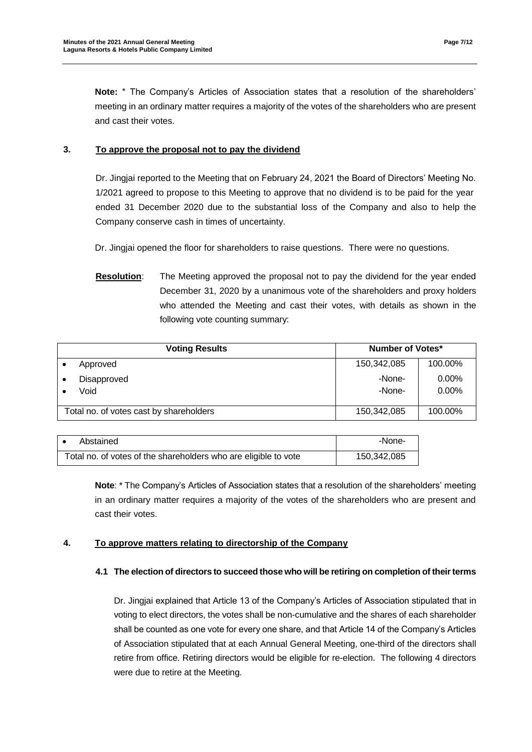**Note:** * The Company's Articles of Association states that a resolution of the shareholders' meeting in an ordinary matter requires a majority of the votes of the shareholders who are present and cast their votes.

### 3. To approve the proposal not to pay the dividend

Dr. Jingjai reported to the Meeting that on February 24, 2021 the Board of Directors' Meeting No. 1/2021 agreed to propose to this Meeting to approve that no dividend is to be paid for the year ended 31 December 2020 due to the substantial loss of the Company and also to help the Company conserve cash in times of uncertainty.

Dr. Jingjai opened the floor for shareholders to raise questions. There were no questions.

**Resolution**: The Meeting approved the proposal not to pay the dividend for the year ended December 31, 2020 by a unanimous vote of the shareholders and proxy holders who attended the Meeting and cast their votes, with details as shown in the following vote counting summary:

| Voting Results | Number of Votes* | |
|---|---|---|
| • Approved | 150,342,085 | 100.00% |
| • Disapproved | -None- | 0.00% |
| • Void | -None- | 0.00% |
| Total no. of votes cast by shareholders | 150,342,085 | 100.00% |

| | |
|---|---|
| • Abstained | -None- |
| Total no. of votes of the shareholders who are eligible to vote | 150,342,085 |

**Note**: * The Company's Articles of Association states that a resolution of the shareholders' meeting in an ordinary matter requires a majority of the votes of the shareholders who are present and cast their votes.

### 4. To approve matters relating to directorship of the Company

#### 4.1 The election of directors to succeed those who will be retiring on completion of their terms

Dr. Jingjai explained that Article 13 of the Company's Articles of Association stipulated that in voting to elect directors, the votes shall be non-cumulative and the shares of each shareholder shall be counted as one vote for every one share, and that Article 14 of the Company's Articles of Association stipulated that at each Annual General Meeting, one-third of the directors shall retire from office. Retiring directors would be eligible for re-election. The following 4 directors were due to retire at the Meeting.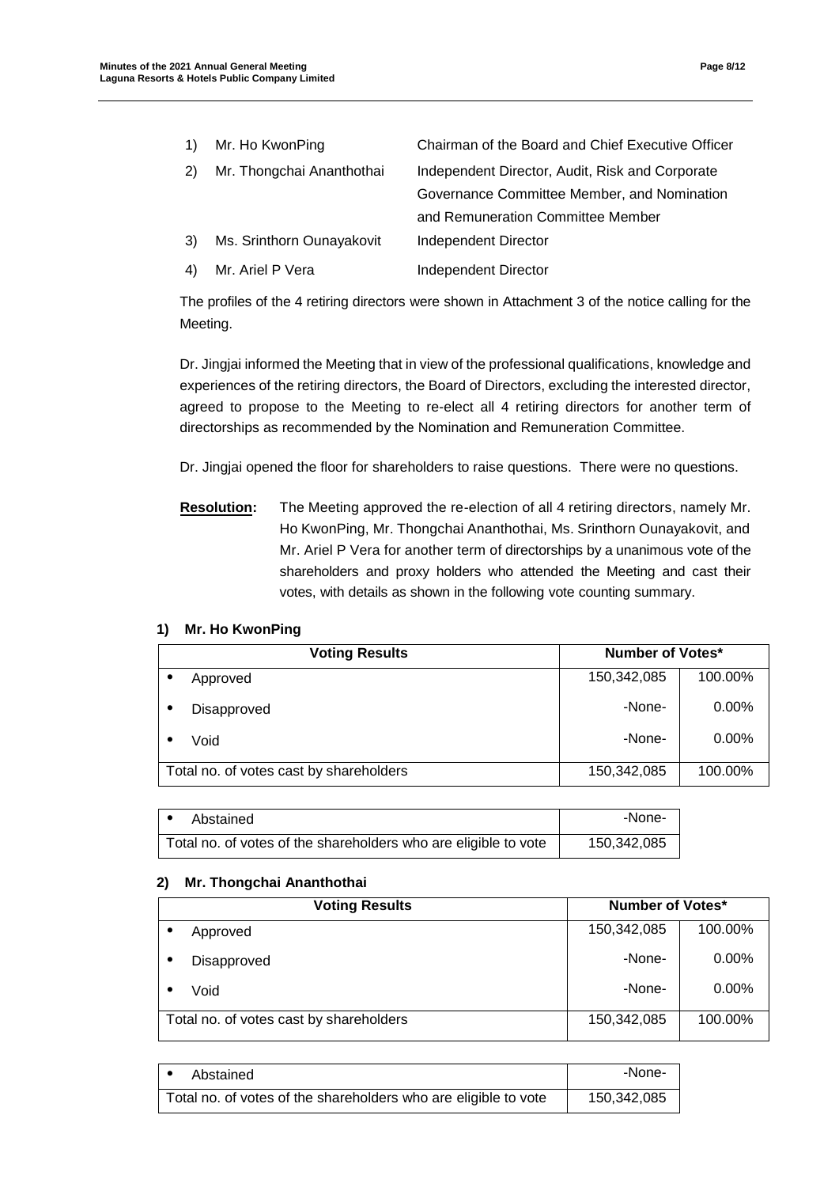1) Mr. Ho KwonPing — Chairman of the Board and Chief Executive Officer
2) Mr. Thongchai Ananthothai — Independent Director, Audit, Risk and Corporate Governance Committee Member, and Nomination and Remuneration Committee Member
3) Ms. Srinthorn Ounayakovit — Independent Director
4) Mr. Ariel P Vera — Independent Director

The profiles of the 4 retiring directors were shown in Attachment 3 of the notice calling for the Meeting.

Dr. Jingjai informed the Meeting that in view of the professional qualifications, knowledge and experiences of the retiring directors, the Board of Directors, excluding the interested director, agreed to propose to the Meeting to re-elect all 4 retiring directors for another term of directorships as recommended by the Nomination and Remuneration Committee.

Dr. Jingjai opened the floor for shareholders to raise questions. There were no questions.

**Resolution:** The Meeting approved the re-election of all 4 retiring directors, namely Mr. Ho KwonPing, Mr. Thongchai Ananthothai, Ms. Srinthorn Ounayakovit, and Mr. Ariel P Vera for another term of directorships by a unanimous vote of the shareholders and proxy holders who attended the Meeting and cast their votes, with details as shown in the following vote counting summary.

**1) Mr. Ho KwonPing**

| Voting Results | Number of Votes* | |
|---|---|---|
| • Approved | 150,342,085 | 100.00% |
| • Disapproved | -None- | 0.00% |
| • Void | -None- | 0.00% |
| Total no. of votes cast by shareholders | 150,342,085 | 100.00% |

| | |
|---|---|
| • Abstained | -None- |
| Total no. of votes of the shareholders who are eligible to vote | 150,342,085 |

**2) Mr. Thongchai Ananthothai**

| Voting Results | Number of Votes* | |
|---|---|---|
| • Approved | 150,342,085 | 100.00% |
| • Disapproved | -None- | 0.00% |
| • Void | -None- | 0.00% |
| Total no. of votes cast by shareholders | 150,342,085 | 100.00% |

| | |
|---|---|
| • Abstained | -None- |
| Total no. of votes of the shareholders who are eligible to vote | 150,342,085 |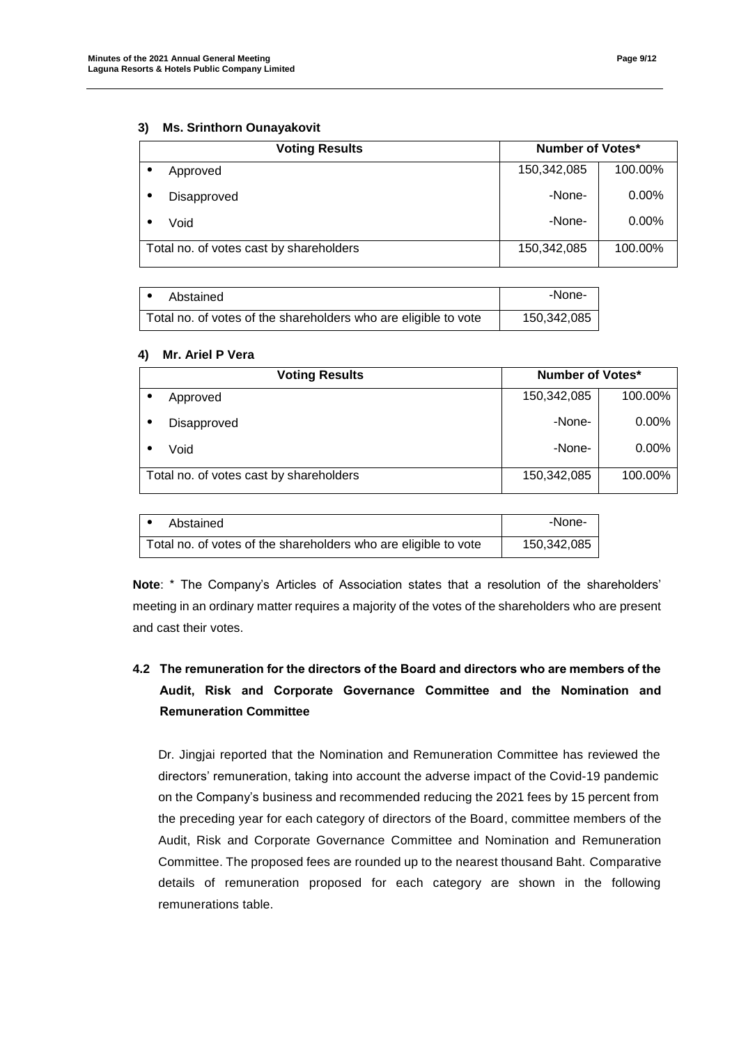### 3) Ms. Srinthorn Ounayakovit

| Voting Results | Number of Votes* | |
|---|---|---|
| • Approved | 150,342,085 | 100.00% |
| • Disapproved | -None- | 0.00% |
| • Void | -None- | 0.00% |
| Total no. of votes cast by shareholders | 150,342,085 | 100.00% |

| | |
|---|---|
| • Abstained | -None- |
| Total no. of votes of the shareholders who are eligible to vote | 150,342,085 |

### 4) Mr. Ariel P Vera

| Voting Results | Number of Votes* | |
|---|---|---|
| • Approved | 150,342,085 | 100.00% |
| • Disapproved | -None- | 0.00% |
| • Void | -None- | 0.00% |
| Total no. of votes cast by shareholders | 150,342,085 | 100.00% |

| | |
|---|---|
| • Abstained | -None- |
| Total no. of votes of the shareholders who are eligible to vote | 150,342,085 |

**Note**: * The Company's Articles of Association states that a resolution of the shareholders' meeting in an ordinary matter requires a majority of the votes of the shareholders who are present and cast their votes.

## 4.2 The remuneration for the directors of the Board and directors who are members of the Audit, Risk and Corporate Governance Committee and the Nomination and Remuneration Committee

Dr. Jingjai reported that the Nomination and Remuneration Committee has reviewed the directors' remuneration, taking into account the adverse impact of the Covid-19 pandemic on the Company's business and recommended reducing the 2021 fees by 15 percent from the preceding year for each category of directors of the Board, committee members of the Audit, Risk and Corporate Governance Committee and Nomination and Remuneration Committee. The proposed fees are rounded up to the nearest thousand Baht. Comparative details of remuneration proposed for each category are shown in the following remunerations table.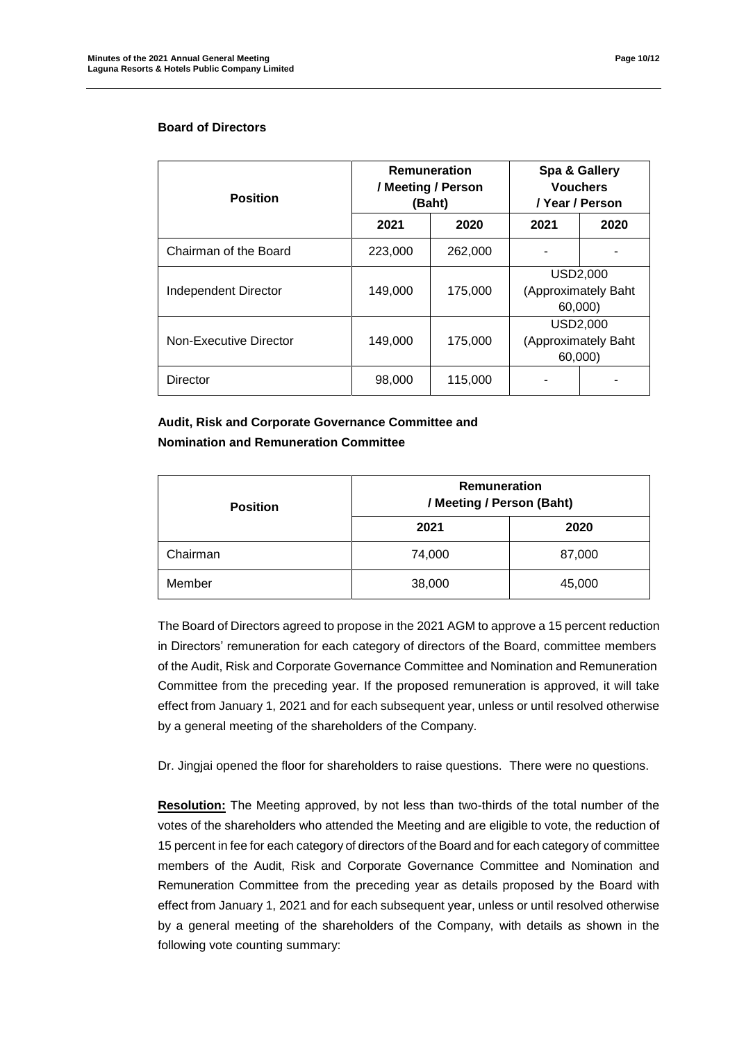**Board of Directors**

| Position | Remuneration / Meeting / Person (Baht) | | Spa & Gallery Vouchers / Year / Person | |
|---|---|---|---|---|
| | 2021 | 2020 | 2021 | 2020 |
| Chairman of the Board | 223,000 | 262,000 | - | - |
| Independent Director | 149,000 | 175,000 | USD2,000 (Approximately Baht 60,000) | |
| Non-Executive Director | 149,000 | 175,000 | USD2,000 (Approximately Baht 60,000) | |
| Director | 98,000 | 115,000 | - | - |

**Audit, Risk and Corporate Governance Committee and Nomination and Remuneration Committee**

| Position | Remuneration / Meeting / Person (Baht) | |
|---|---|---|
| | 2021 | 2020 |
| Chairman | 74,000 | 87,000 |
| Member | 38,000 | 45,000 |

The Board of Directors agreed to propose in the 2021 AGM to approve a 15 percent reduction in Directors' remuneration for each category of directors of the Board, committee members of the Audit, Risk and Corporate Governance Committee and Nomination and Remuneration Committee from the preceding year. If the proposed remuneration is approved, it will take effect from January 1, 2021 and for each subsequent year, unless or until resolved otherwise by a general meeting of the shareholders of the Company.

Dr. Jingjai opened the floor for shareholders to raise questions. There were no questions.

**Resolution:** The Meeting approved, by not less than two-thirds of the total number of the votes of the shareholders who attended the Meeting and are eligible to vote, the reduction of 15 percent in fee for each category of directors of the Board and for each category of committee members of the Audit, Risk and Corporate Governance Committee and Nomination and Remuneration Committee from the preceding year as details proposed by the Board with effect from January 1, 2021 and for each subsequent year, unless or until resolved otherwise by a general meeting of the shareholders of the Company, with details as shown in the following vote counting summary: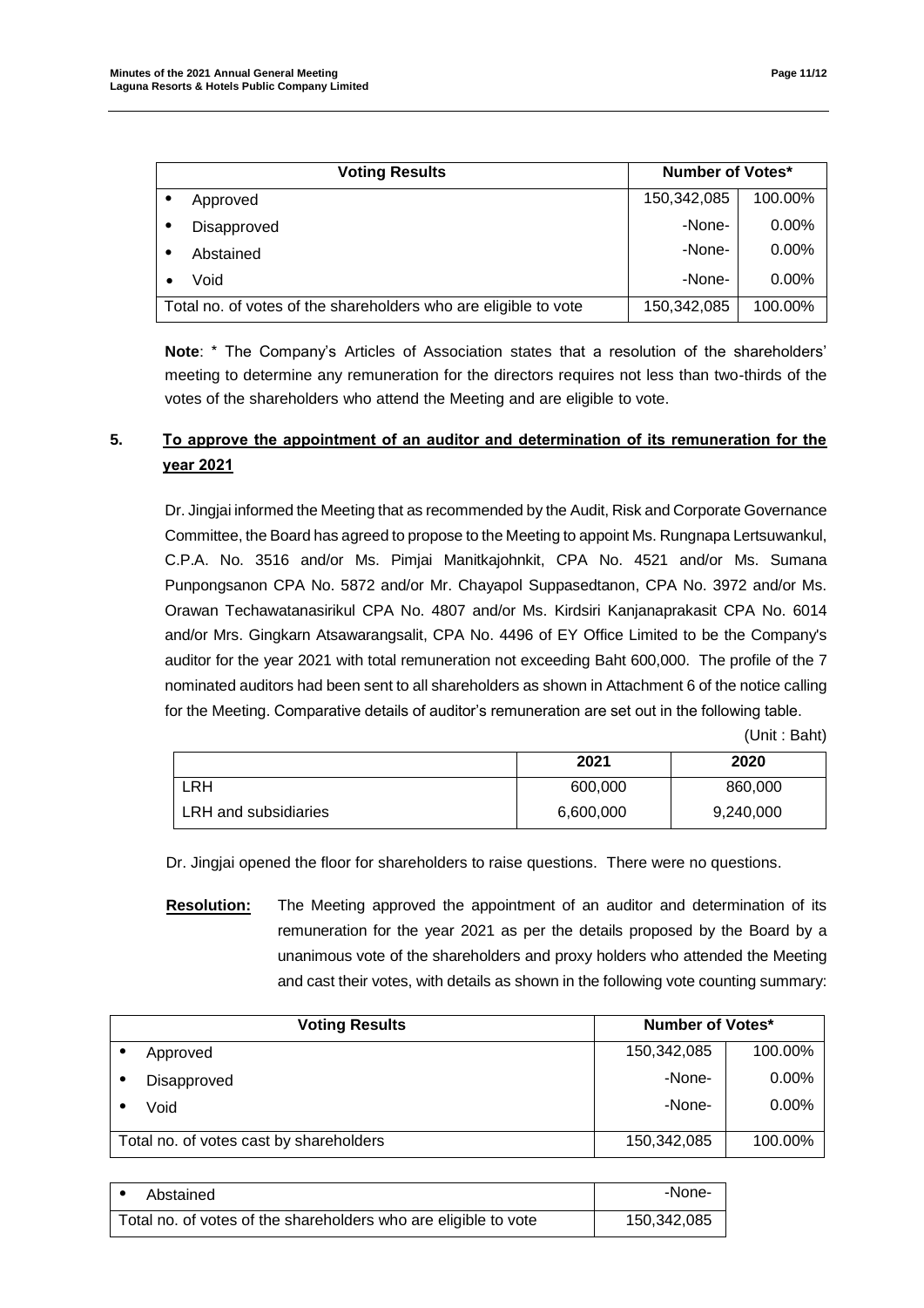| Voting Results | Number of Votes* | |
|---|---|---|
| • Approved | 150,342,085 | 100.00% |
| • Disapproved | -None- | 0.00% |
| • Abstained | -None- | 0.00% |
| • Void | -None- | 0.00% |
| Total no. of votes of the shareholders who are eligible to vote | 150,342,085 | 100.00% |

**Note**: * The Company's Articles of Association states that a resolution of the shareholders' meeting to determine any remuneration for the directors requires not less than two-thirds of the votes of the shareholders who attend the Meeting and are eligible to vote.

## 5. To approve the appointment of an auditor and determination of its remuneration for the year 2021

Dr. Jingjai informed the Meeting that as recommended by the Audit, Risk and Corporate Governance Committee, the Board has agreed to propose to the Meeting to appoint Ms. Rungnapa Lertsuwankul, C.P.A. No. 3516 and/or Ms. Pimjai Manitkajohnkit, CPA No. 4521 and/or Ms. Sumana Punpongsanon CPA No. 5872 and/or Mr. Chayapol Suppasedtanon, CPA No. 3972 and/or Ms. Orawan Techawatanasirikul CPA No. 4807 and/or Ms. Kirdsiri Kanjanaprakasit CPA No. 6014 and/or Mrs. Gingkarn Atsawarangsalit, CPA No. 4496 of EY Office Limited to be the Company's auditor for the year 2021 with total remuneration not exceeding Baht 600,000. The profile of the 7 nominated auditors had been sent to all shareholders as shown in Attachment 6 of the notice calling for the Meeting. Comparative details of auditor's remuneration are set out in the following table.

(Unit : Baht)

| | 2021 | 2020 |
|---|---|---|
| LRH | 600,000 | 860,000 |
| LRH and subsidiaries | 6,600,000 | 9,240,000 |

Dr. Jingjai opened the floor for shareholders to raise questions. There were no questions.

**Resolution:** The Meeting approved the appointment of an auditor and determination of its remuneration for the year 2021 as per the details proposed by the Board by a unanimous vote of the shareholders and proxy holders who attended the Meeting and cast their votes, with details as shown in the following vote counting summary:

| Voting Results | Number of Votes* | |
|---|---|---|
| • Approved | 150,342,085 | 100.00% |
| • Disapproved | -None- | 0.00% |
| • Void | -None- | 0.00% |
| Total no. of votes cast by shareholders | 150,342,085 | 100.00% |

| | |
|---|---|
| • Abstained | -None- |
| Total no. of votes of the shareholders who are eligible to vote | 150,342,085 |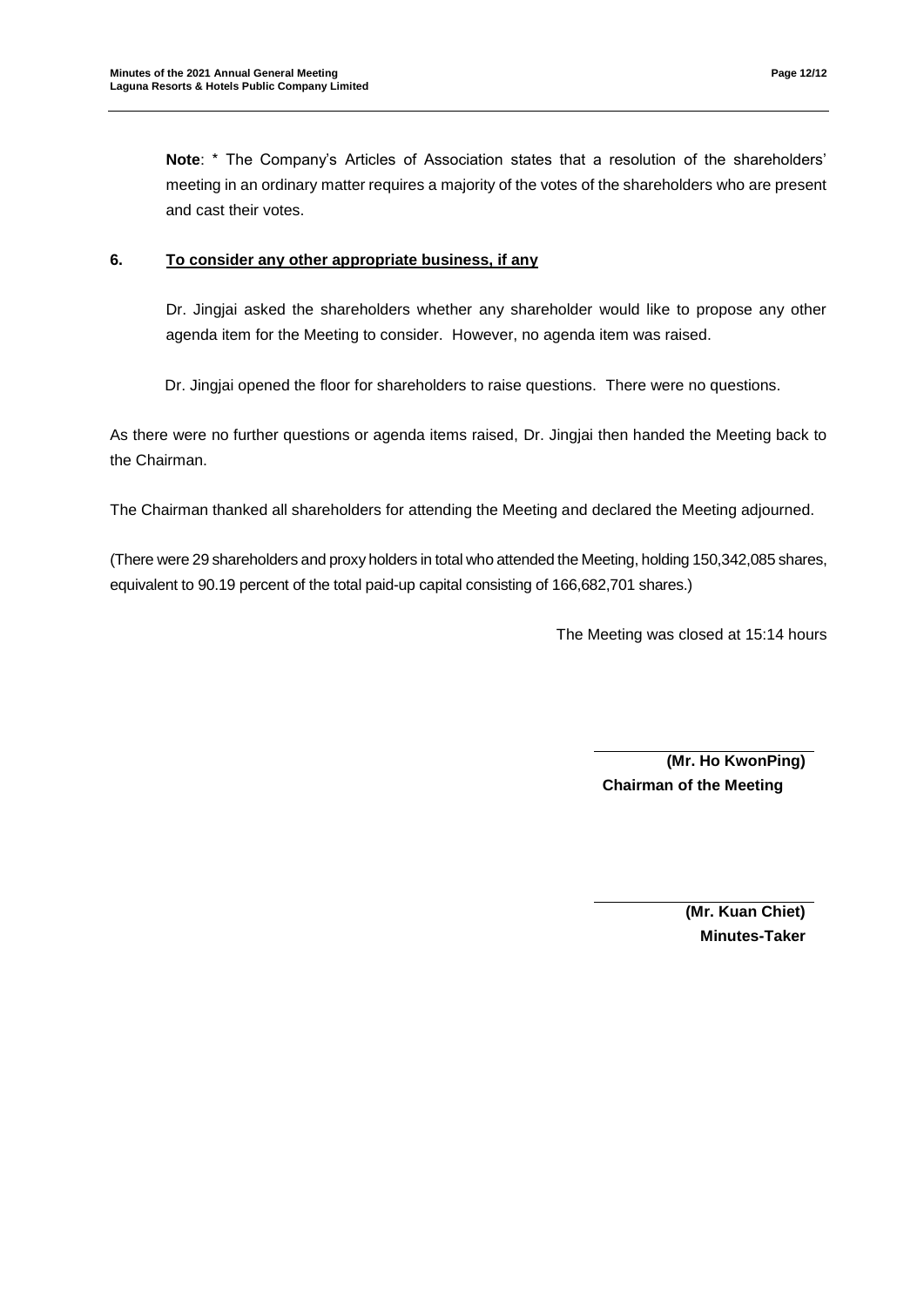**Note**: * The Company's Articles of Association states that a resolution of the shareholders' meeting in an ordinary matter requires a majority of the votes of the shareholders who are present and cast their votes.

## 6. To consider any other appropriate business, if any

Dr. Jingjai asked the shareholders whether any shareholder would like to propose any other agenda item for the Meeting to consider. However, no agenda item was raised.

Dr. Jingjai opened the floor for shareholders to raise questions. There were no questions.

As there were no further questions or agenda items raised, Dr. Jingjai then handed the Meeting back to the Chairman.

The Chairman thanked all shareholders for attending the Meeting and declared the Meeting adjourned.

(There were 29 shareholders and proxy holders in total who attended the Meeting, holding 150,342,085 shares, equivalent to 90.19 percent of the total paid-up capital consisting of 166,682,701 shares.)

The Meeting was closed at 15:14 hours

**(Mr. Ho KwonPing)**
**Chairman of the Meeting**

**(Mr. Kuan Chiet)**
**Minutes-Taker**